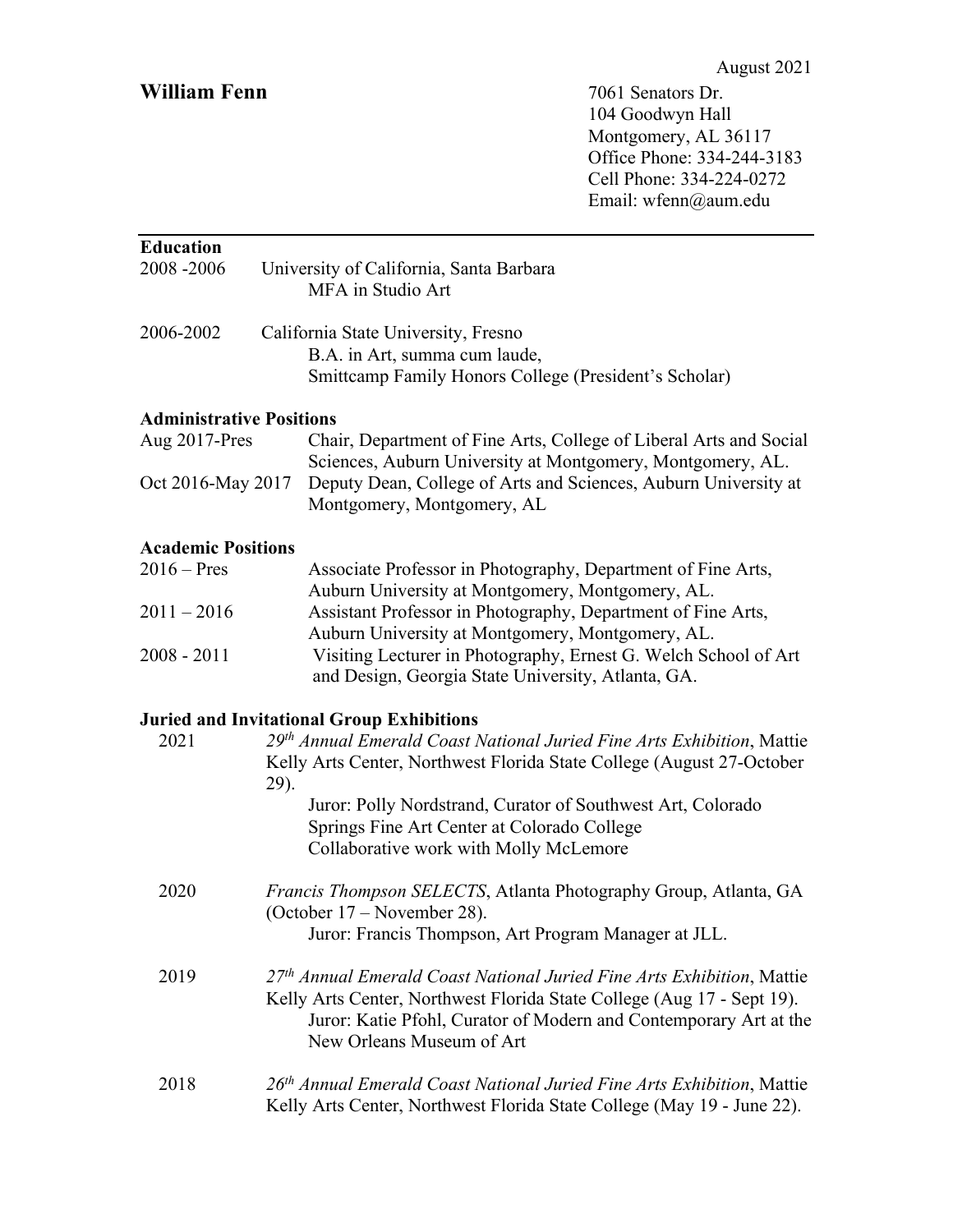August 2021

# William Fenn

7061 Senators Dr.
104 Goodwyn Hall
Montgomery, AL 36117
Office Phone: 334-244-3183
Cell Phone: 334-224-0272
Email: wfenn@aum.edu

---

## Education

2008 -2006 University of California, Santa Barbara
MFA in Studio Art

2006-2002 California State University, Fresno
B.A. in Art, summa cum laude,
Smittcamp Family Honors College (President's Scholar)

## Administrative Positions

Aug 2017-Pres Chair, Department of Fine Arts, College of Liberal Arts and Social Sciences, Auburn University at Montgomery, Montgomery, AL.

Oct 2016-May 2017 Deputy Dean, College of Arts and Sciences, Auburn University at Montgomery, Montgomery, AL

## Academic Positions

2016 – Pres Associate Professor in Photography, Department of Fine Arts, Auburn University at Montgomery, Montgomery, AL.

2011 – 2016 Assistant Professor in Photography, Department of Fine Arts, Auburn University at Montgomery, Montgomery, AL.

2008 - 2011 Visiting Lecturer in Photography, Ernest G. Welch School of Art and Design, Georgia State University, Atlanta, GA.

## Juried and Invitational Group Exhibitions

2021 *29th Annual Emerald Coast National Juried Fine Arts Exhibition*, Mattie Kelly Arts Center, Northwest Florida State College (August 27-October 29).
Juror: Polly Nordstrand, Curator of Southwest Art, Colorado Springs Fine Art Center at Colorado College
Collaborative work with Molly McLemore

2020 *Francis Thompson SELECTS*, Atlanta Photography Group, Atlanta, GA (October 17 – November 28).
Juror: Francis Thompson, Art Program Manager at JLL.

2019 *27th Annual Emerald Coast National Juried Fine Arts Exhibition*, Mattie Kelly Arts Center, Northwest Florida State College (Aug 17 - Sept 19).
Juror: Katie Pfohl, Curator of Modern and Contemporary Art at the New Orleans Museum of Art

2018 *26th Annual Emerald Coast National Juried Fine Arts Exhibition*, Mattie Kelly Arts Center, Northwest Florida State College (May 19 - June 22).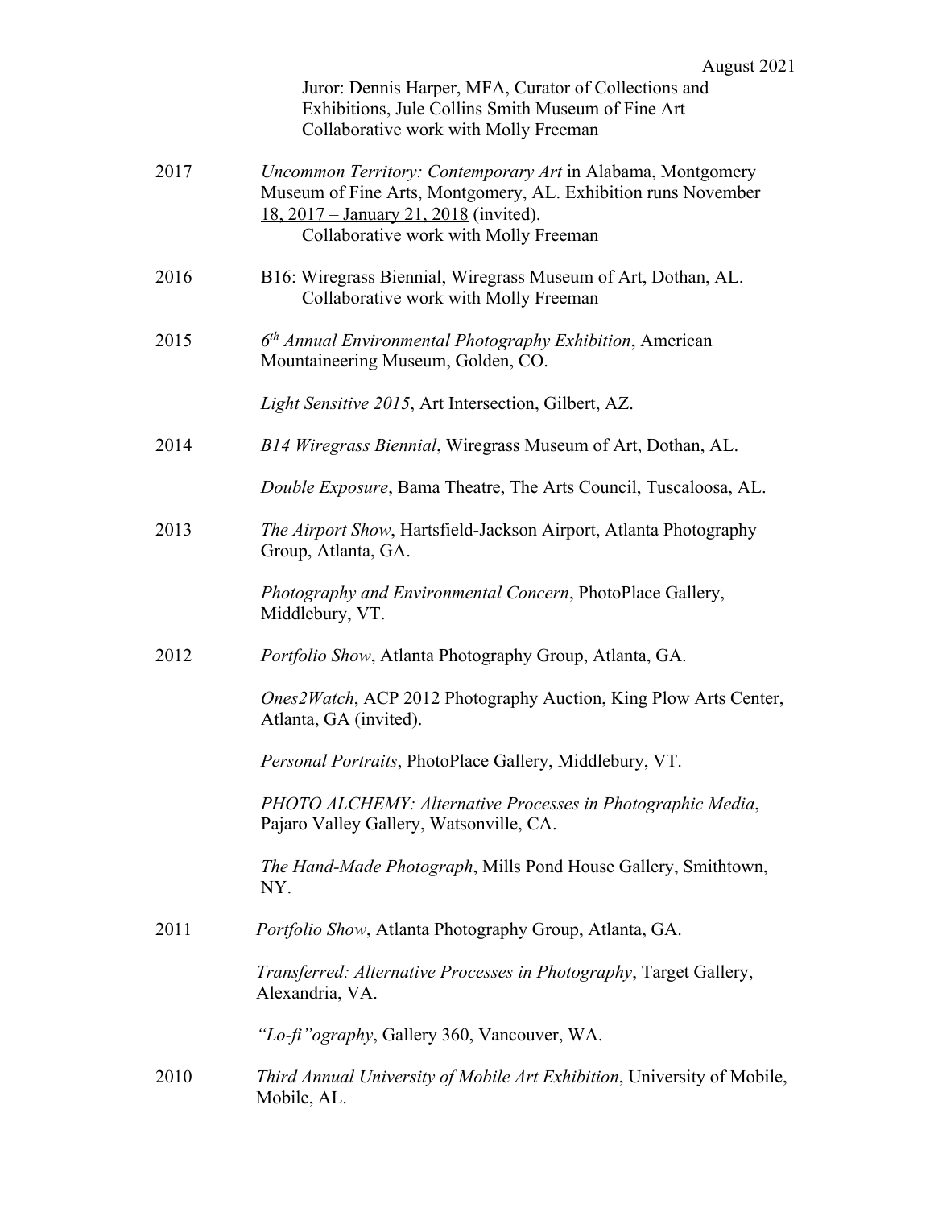Juror: Dennis Harper, MFA, Curator of Collections and Exhibitions, Jule Collins Smith Museum of Fine Art
Collaborative work with Molly Freeman

2017 *Uncommon Territory: Contemporary Art* in Alabama, Montgomery Museum of Fine Arts, Montgomery, AL. Exhibition runs <u>November 18, 2017 – January 21, 2018</u> (invited).
Collaborative work with Molly Freeman

2016 B16: Wiregrass Biennial, Wiregrass Museum of Art, Dothan, AL.
Collaborative work with Molly Freeman

2015 *6th Annual Environmental Photography Exhibition*, American Mountaineering Museum, Golden, CO.

*Light Sensitive 2015*, Art Intersection, Gilbert, AZ.

2014 *B14 Wiregrass Biennial*, Wiregrass Museum of Art, Dothan, AL.

*Double Exposure*, Bama Theatre, The Arts Council, Tuscaloosa, AL.

2013 *The Airport Show*, Hartsfield-Jackson Airport, Atlanta Photography Group, Atlanta, GA.

*Photography and Environmental Concern*, PhotoPlace Gallery, Middlebury, VT.

2012 *Portfolio Show*, Atlanta Photography Group, Atlanta, GA.

*Ones2Watch*, ACP 2012 Photography Auction, King Plow Arts Center, Atlanta, GA (invited).

*Personal Portraits*, PhotoPlace Gallery, Middlebury, VT.

*PHOTO ALCHEMY: Alternative Processes in Photographic Media*, Pajaro Valley Gallery, Watsonville, CA.

*The Hand-Made Photograph*, Mills Pond House Gallery, Smithtown, NY.

2011 *Portfolio Show*, Atlanta Photography Group, Atlanta, GA.

*Transferred: Alternative Processes in Photography*, Target Gallery, Alexandria, VA.

*"Lo-fi"ography*, Gallery 360, Vancouver, WA.

2010 *Third Annual University of Mobile Art Exhibition*, University of Mobile, Mobile, AL.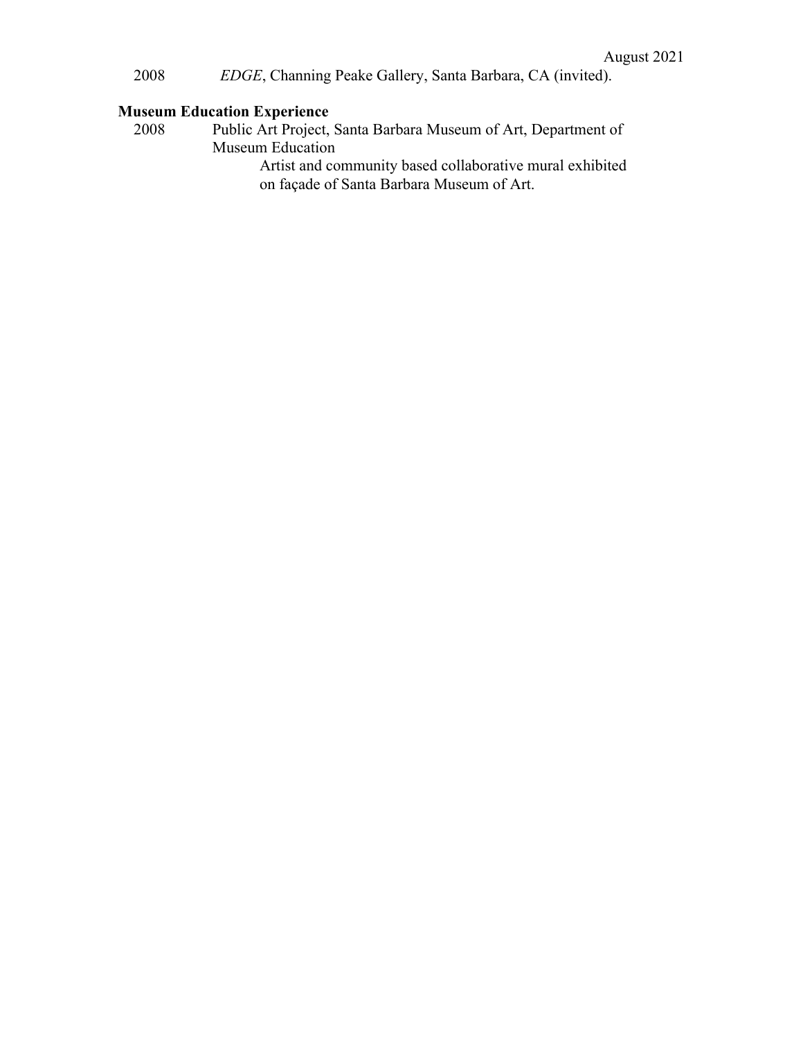2008 *EDGE*, Channing Peake Gallery, Santa Barbara, CA (invited).

**Museum Education Experience**

2008 Public Art Project, Santa Barbara Museum of Art, Department of Museum Education
Artist and community based collaborative mural exhibited on façade of Santa Barbara Museum of Art.